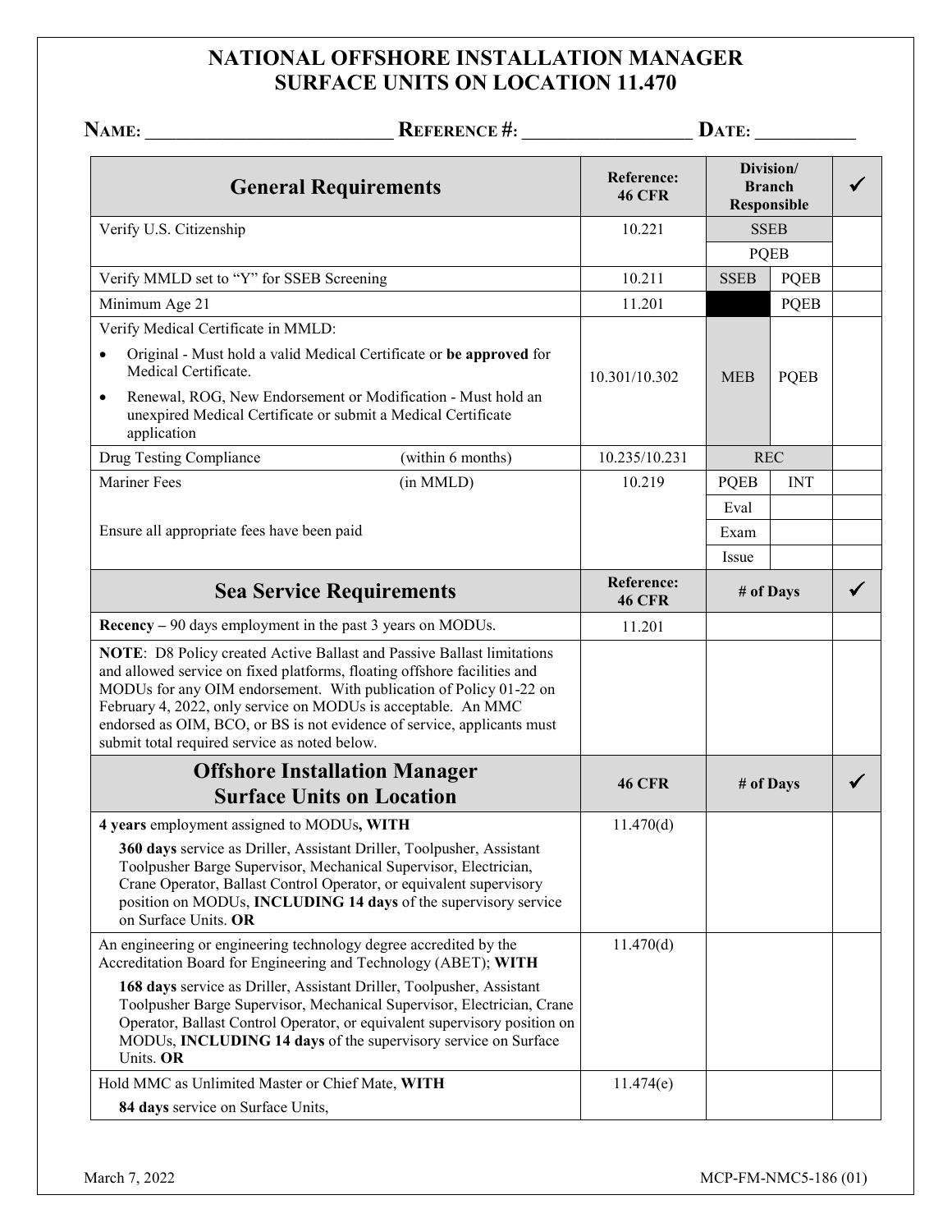# NATIONAL OFFSHORE INSTALLATION MANAGER SURFACE UNITS ON LOCATION 11.470

**NAME:** ___________________________ **REFERENCE #:** __________________ **DATE:** ___________

| General Requirements | | Reference: 46 CFR | Division/ Branch Responsible | | ✓ |
|---|---|---|---|---|---|
| Verify U.S. Citizenship | | 10.221 | SSEB | | |
| | | | PQEB | | |
| Verify MMLD set to "Y" for SSEB Screening | | 10.211 | SSEB | PQEB | |
| Minimum Age 21 | | 11.201 | | PQEB | |
| Verify Medical Certificate in MMLD:<br>• Original - Must hold a valid Medical Certificate or **be approved** for Medical Certificate.<br>• Renewal, ROG, New Endorsement or Modification - Must hold an unexpired Medical Certificate or submit a Medical Certificate application | | 10.301/10.302 | MEB | PQEB | |
| Drug Testing Compliance | (within 6 months) | 10.235/10.231 | REC | | |
| Mariner Fees | (in MMLD) | 10.219 | PQEB | INT | |
| | | | Eval | | |
| Ensure all appropriate fees have been paid | | | Exam | | |
| | | | Issue | | |

| Sea Service Requirements | Reference: 46 CFR | # of Days | ✓ |
|---|---|---|---|
| **Recency –** 90 days employment in the past 3 years on MODUs. | 11.201 | | |
| **NOTE**: D8 Policy created Active Ballast and Passive Ballast limitations and allowed service on fixed platforms, floating offshore facilities and MODUs for any OIM endorsement. With publication of Policy 01-22 on February 4, 2022, only service on MODUs is acceptable. An MMC endorsed as OIM, BCO, or BS is not evidence of service, applicants must submit total required service as noted below. | | | |

| Offshore Installation Manager Surface Units on Location | 46 CFR | # of Days | ✓ |
|---|---|---|---|
| **4 years** employment assigned to MODUs**, WITH**<br>**360 days** service as Driller, Assistant Driller, Toolpusher, Assistant Toolpusher Barge Supervisor, Mechanical Supervisor, Electrician, Crane Operator, Ballast Control Operator, or equivalent supervisory position on MODUs, **INCLUDING 14 days** of the supervisory service on Surface Units. **OR** | 11.470(d) | | |
| An engineering or engineering technology degree accredited by the Accreditation Board for Engineering and Technology (ABET); **WITH**<br>**168 days** service as Driller, Assistant Driller, Toolpusher, Assistant Toolpusher Barge Supervisor, Mechanical Supervisor, Electrician, Crane Operator, Ballast Control Operator, or equivalent supervisory position on MODUs, **INCLUDING 14 days** of the supervisory service on Surface Units. **OR** | 11.470(d) | | |
| Hold MMC as Unlimited Master or Chief Mate, **WITH**<br>**84 days** service on Surface Units, | 11.474(e) | | |

March 7, 2022 MCP-FM-NMC5-186 (01)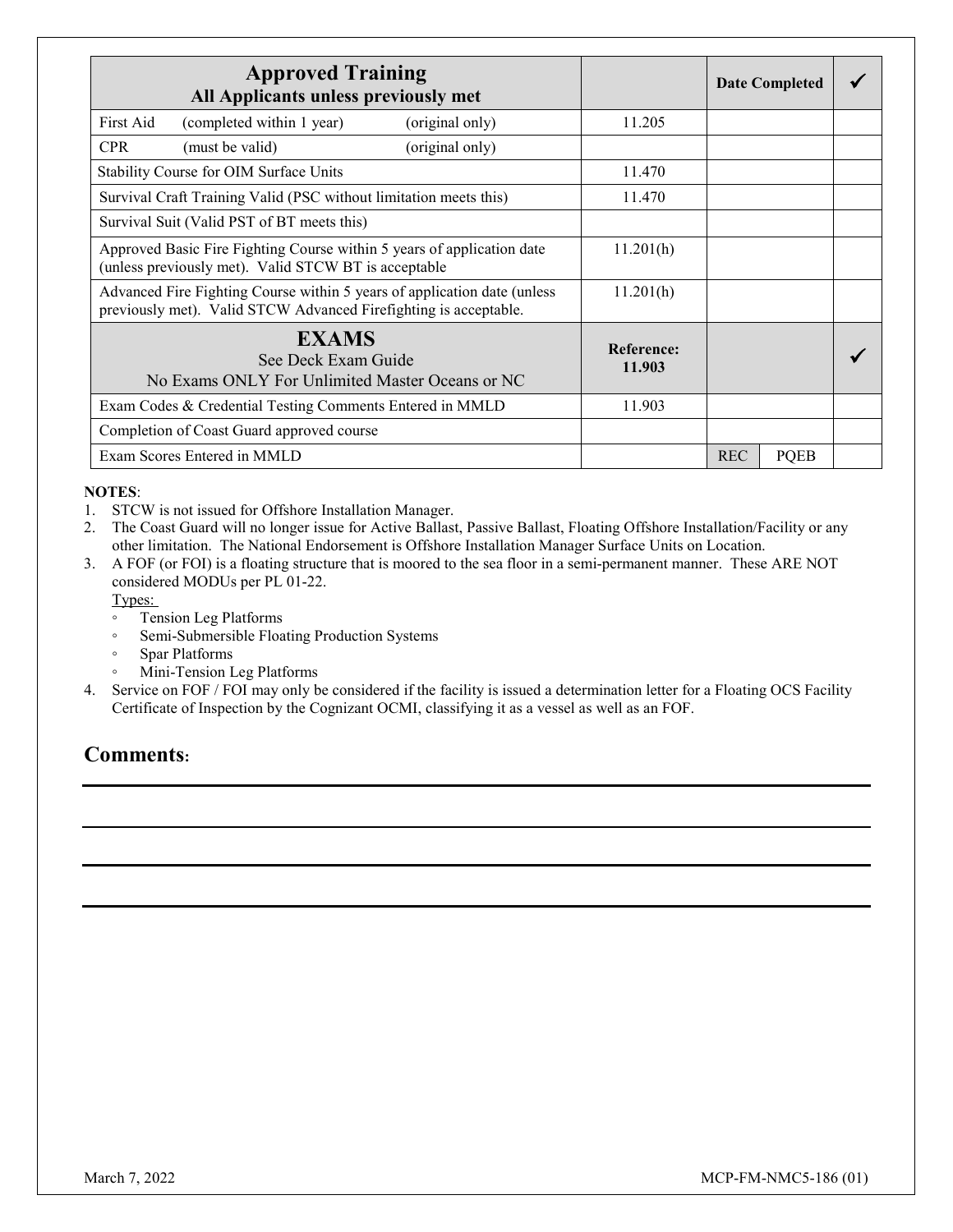| Approved Training<br>All Applicants unless previously met | | | | Date Completed | | ✓ |
|---|---|---|---|---|---|---|
| First Aid | (completed within 1 year) | (original only) | 11.205 | | | |
| CPR | (must be valid) | (original only) | | | | |
| Stability Course for OIM Surface Units | | | 11.470 | | | |
| Survival Craft Training Valid (PSC without limitation meets this) | | | 11.470 | | | |
| Survival Suit (Valid PST of BT meets this) | | | | | | |
| Approved Basic Fire Fighting Course within 5 years of application date (unless previously met). Valid STCW BT is acceptable | | | 11.201(h) | | | |
| Advanced Fire Fighting Course within 5 years of application date (unless previously met). Valid STCW Advanced Firefighting is acceptable. | | | 11.201(h) | | | |
| **EXAMS**<br>See Deck Exam Guide<br>No Exams ONLY For Unlimited Master Oceans or NC | | | **Reference: 11.903** | | | ✓ |
| Exam Codes & Credential Testing Comments Entered in MMLD | | | 11.903 | | | |
| Completion of Coast Guard approved course | | | | | | |
| Exam Scores Entered in MMLD | | | | REC | PQEB | |

**NOTES**:

1. STCW is not issued for Offshore Installation Manager.
2. The Coast Guard will no longer issue for Active Ballast, Passive Ballast, Floating Offshore Installation/Facility or any other limitation. The National Endorsement is Offshore Installation Manager Surface Units on Location.
3. A FOF (or FOI) is a floating structure that is moored to the sea floor in a semi-permanent manner. These ARE NOT considered MODUs per PL 01-22.
   Types:
   - Tension Leg Platforms
   - Semi-Submersible Floating Production Systems
   - Spar Platforms
   - Mini-Tension Leg Platforms
4. Service on FOF / FOI may only be considered if the facility is issued a determination letter for a Floating OCS Facility Certificate of Inspection by the Cognizant OCMI, classifying it as a vessel as well as an FOF.

## Comments:

March 7, 2022

MCP-FM-NMC5-186 (01)